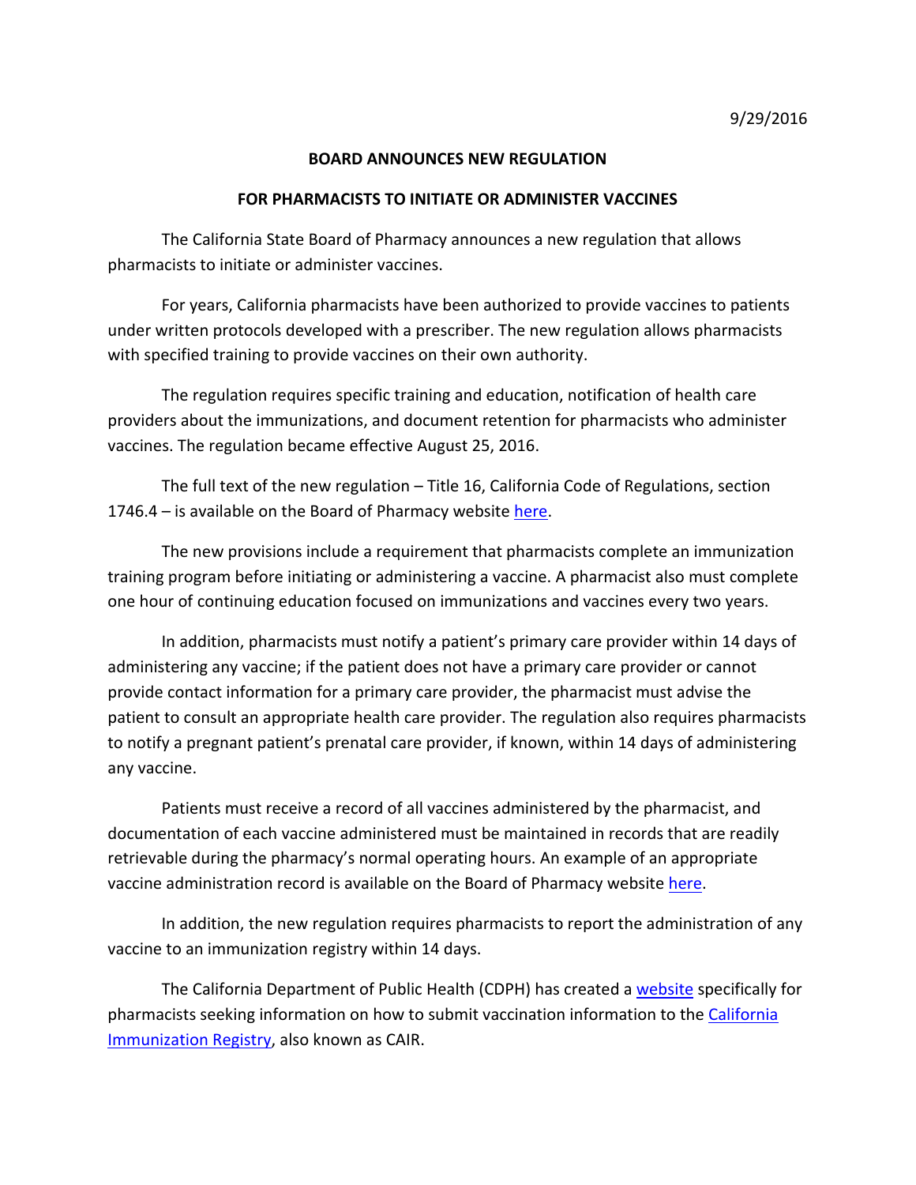9/29/2016

**BOARD ANNOUNCES NEW REGULATION**

**FOR PHARMACISTS TO INITIATE OR ADMINISTER VACCINES**

The California State Board of Pharmacy announces a new regulation that allows pharmacists to initiate or administer vaccines.

For years, California pharmacists have been authorized to provide vaccines to patients under written protocols developed with a prescriber. The new regulation allows pharmacists with specified training to provide vaccines on their own authority.

The regulation requires specific training and education, notification of health care providers about the immunizations, and document retention for pharmacists who administer vaccines. The regulation became effective August 25, 2016.

The full text of the new regulation – Title 16, California Code of Regulations, section 1746.4 – is available on the Board of Pharmacy website here.

The new provisions include a requirement that pharmacists complete an immunization training program before initiating or administering a vaccine. A pharmacist also must complete one hour of continuing education focused on immunizations and vaccines every two years.

In addition, pharmacists must notify a patient's primary care provider within 14 days of administering any vaccine; if the patient does not have a primary care provider or cannot provide contact information for a primary care provider, the pharmacist must advise the patient to consult an appropriate health care provider. The regulation also requires pharmacists to notify a pregnant patient's prenatal care provider, if known, within 14 days of administering any vaccine.

Patients must receive a record of all vaccines administered by the pharmacist, and documentation of each vaccine administered must be maintained in records that are readily retrievable during the pharmacy's normal operating hours. An example of an appropriate vaccine administration record is available on the Board of Pharmacy website here.

In addition, the new regulation requires pharmacists to report the administration of any vaccine to an immunization registry within 14 days.

The California Department of Public Health (CDPH) has created a website specifically for pharmacists seeking information on how to submit vaccination information to the California Immunization Registry, also known as CAIR.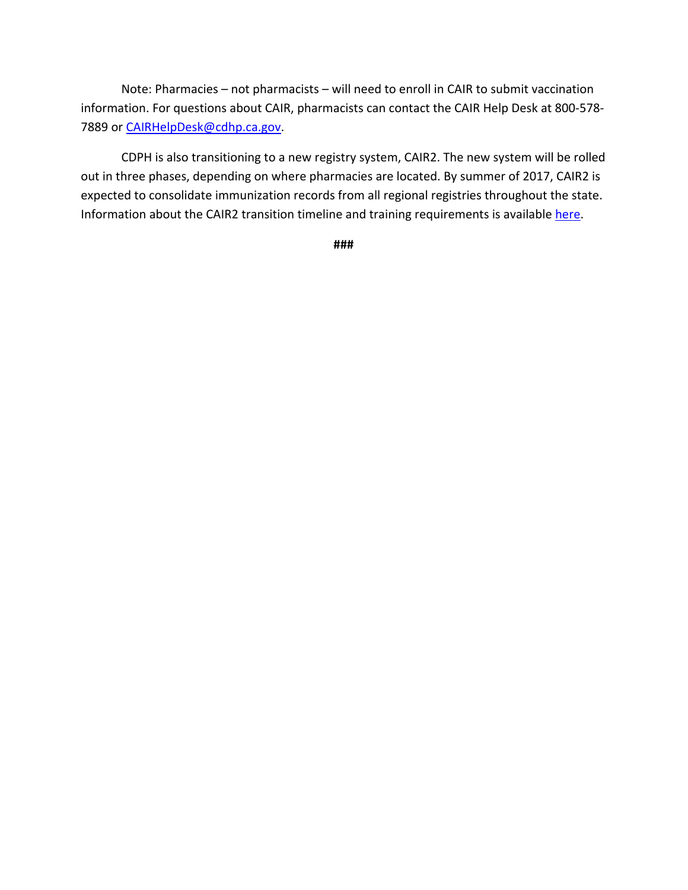Note: Pharmacies – not pharmacists – will need to enroll in CAIR to submit vaccination information. For questions about CAIR, pharmacists can contact the CAIR Help Desk at 800-578-7889 or [CAIRHelpDesk@cdhp.ca.gov](mailto:CAIRHelpDesk@cdhp.ca.gov).

CDPH is also transitioning to a new registry system, CAIR2. The new system will be rolled out in three phases, depending on where pharmacies are located. By summer of 2017, CAIR2 is expected to consolidate immunization records from all regional registries throughout the state. Information about the CAIR2 transition timeline and training requirements is available here.

###